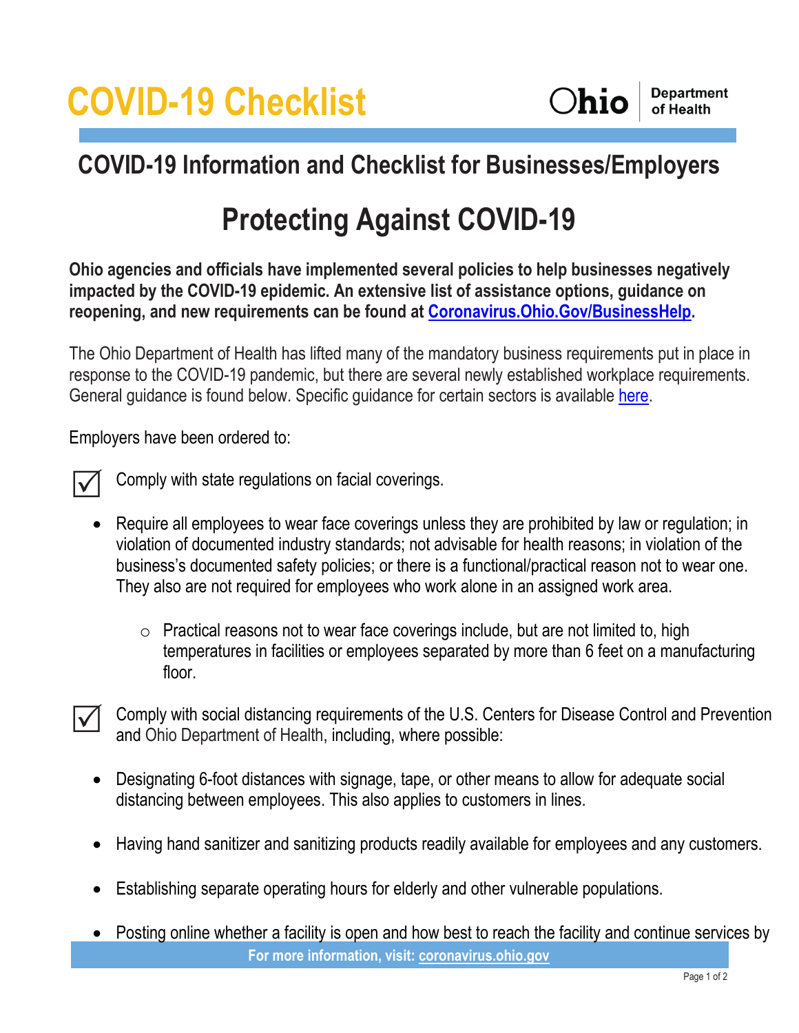# COVID-19 Checklist

Ohio Department of Health

## COVID-19 Information and Checklist for Businesses/Employers

# Protecting Against COVID-19

**Ohio agencies and officials have implemented several policies to help businesses negatively impacted by the COVID-19 epidemic. An extensive list of assistance options, guidance on reopening, and new requirements can be found at [Coronavirus.Ohio.Gov/BusinessHelp](Coronavirus.Ohio.Gov/BusinessHelp).**

The Ohio Department of Health has lifted many of the mandatory business requirements put in place in response to the COVID-19 pandemic, but there are several newly established workplace requirements. General guidance is found below. Specific guidance for certain sectors is available here.

Employers have been ordered to:

☑ Comply with state regulations on facial coverings.

- Require all employees to wear face coverings unless they are prohibited by law or regulation; in violation of documented industry standards; not advisable for health reasons; in violation of the business's documented safety policies; or there is a functional/practical reason not to wear one. They also are not required for employees who work alone in an assigned work area.
    - Practical reasons not to wear face coverings include, but are not limited to, high temperatures in facilities or employees separated by more than 6 feet on a manufacturing floor.

☑ Comply with social distancing requirements of the U.S. Centers for Disease Control and Prevention and Ohio Department of Health, including, where possible:

- Designating 6-foot distances with signage, tape, or other means to allow for adequate social distancing between employees. This also applies to customers in lines.
- Having hand sanitizer and sanitizing products readily available for employees and any customers.
- Establishing separate operating hours for elderly and other vulnerable populations.
- Posting online whether a facility is open and how best to reach the facility and continue services by

For more information, visit: coronavirus.ohio.gov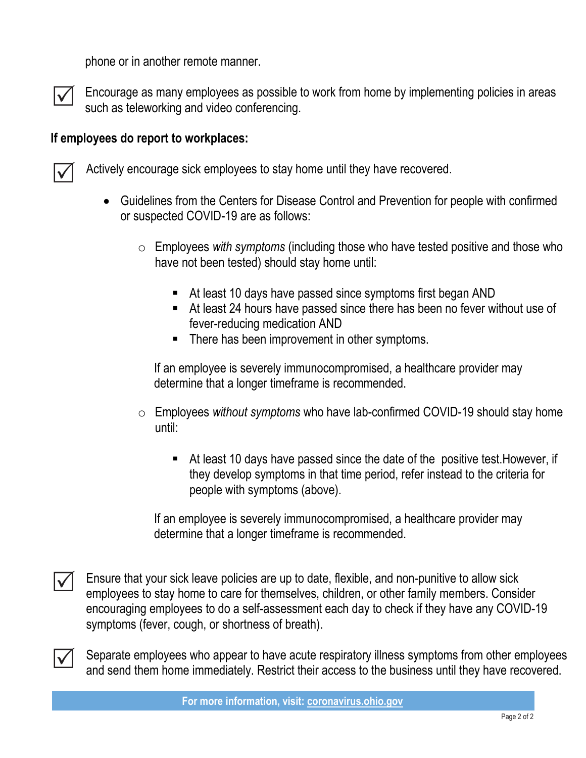phone or in another remote manner.

- [x] Encourage as many employees as possible to work from home by implementing policies in areas such as teleworking and video conferencing.

**If employees do report to workplaces:**

- [x] Actively encourage sick employees to stay home until they have recovered.
    - Guidelines from the Centers for Disease Control and Prevention for people with confirmed or suspected COVID-19 are as follows:
        - Employees *with symptoms* (including those who have tested positive and those who have not been tested) should stay home until:
            - At least 10 days have passed since symptoms first began AND
            - At least 24 hours have passed since there has been no fever without use of fever-reducing medication AND
            - There has been improvement in other symptoms.

          If an employee is severely immunocompromised, a healthcare provider may determine that a longer timeframe is recommended.
        - Employees *without symptoms* who have lab-confirmed COVID-19 should stay home until:
            - At least 10 days have passed since the date of the positive test.However, if they develop symptoms in that time period, refer instead to the criteria for people with symptoms (above).

          If an employee is severely immunocompromised, a healthcare provider may determine that a longer timeframe is recommended.

- [x] Ensure that your sick leave policies are up to date, flexible, and non-punitive to allow sick employees to stay home to care for themselves, children, or other family members. Consider encouraging employees to do a self-assessment each day to check if they have any COVID-19 symptoms (fever, cough, or shortness of breath).

- [x] Separate employees who appear to have acute respiratory illness symptoms from other employees and send them home immediately. Restrict their access to the business until they have recovered.

**For more information, visit: coronavirus.ohio.gov**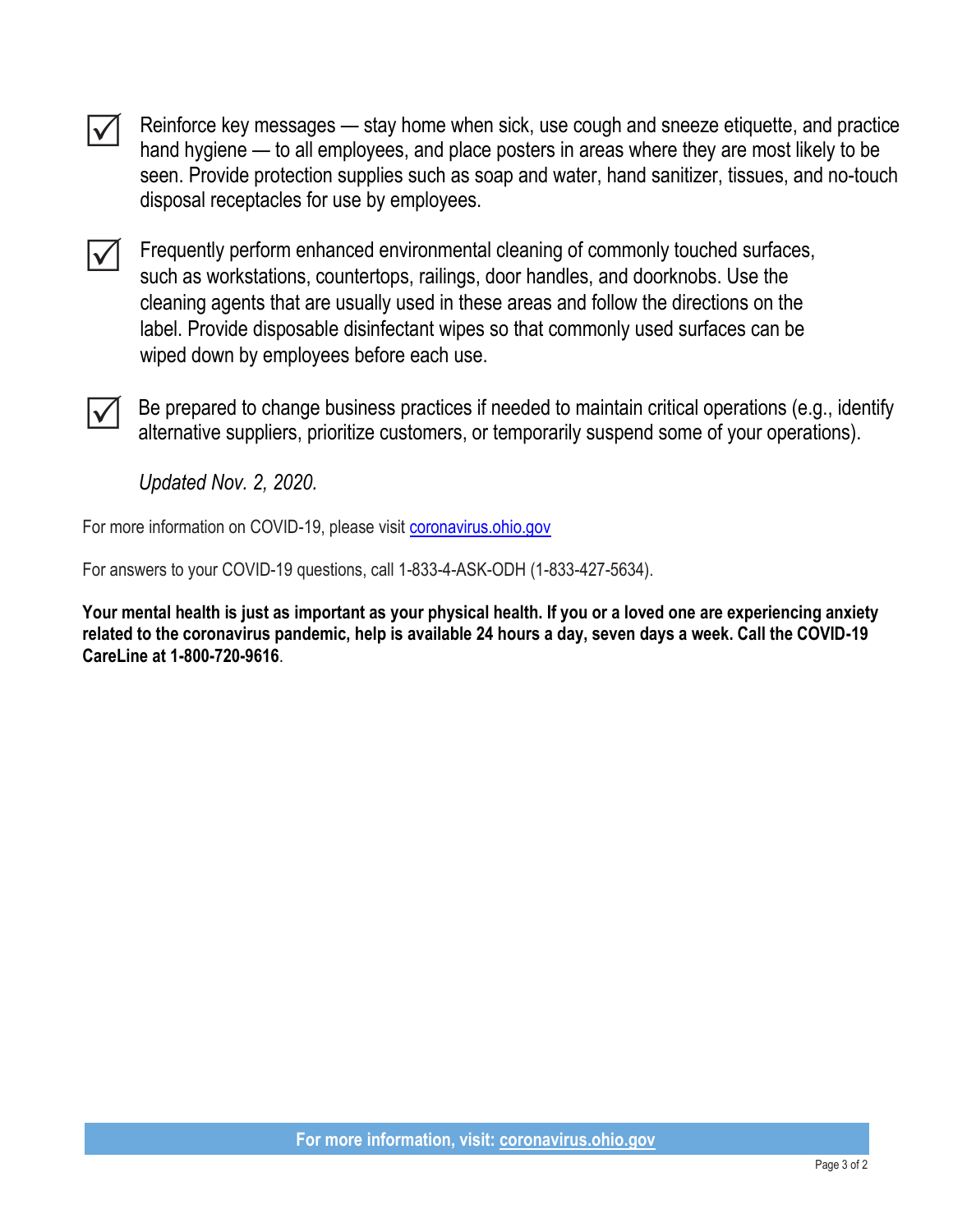- [x] Reinforce key messages — stay home when sick, use cough and sneeze etiquette, and practice hand hygiene — to all employees, and place posters in areas where they are most likely to be seen. Provide protection supplies such as soap and water, hand sanitizer, tissues, and no-touch disposal receptacles for use by employees.

- [x] Frequently perform enhanced environmental cleaning of commonly touched surfaces, such as workstations, countertops, railings, door handles, and doorknobs. Use the cleaning agents that are usually used in these areas and follow the directions on the label. Provide disposable disinfectant wipes so that commonly used surfaces can be wiped down by employees before each use.

- [x] Be prepared to change business practices if needed to maintain critical operations (e.g., identify alternative suppliers, prioritize customers, or temporarily suspend some of your operations).

*Updated Nov. 2, 2020.*

For more information on COVID-19, please visit [coronavirus.ohio.gov](coronavirus.ohio.gov)

For answers to your COVID-19 questions, call 1-833-4-ASK-ODH (1-833-427-5634).

**Your mental health is just as important as your physical health. If you or a loved one are experiencing anxiety related to the coronavirus pandemic, help is available 24 hours a day, seven days a week. Call the COVID-19 CareLine at 1-800-720-9616**.

**For more information, visit: [coronavirus.ohio.gov](coronavirus.ohio.gov)**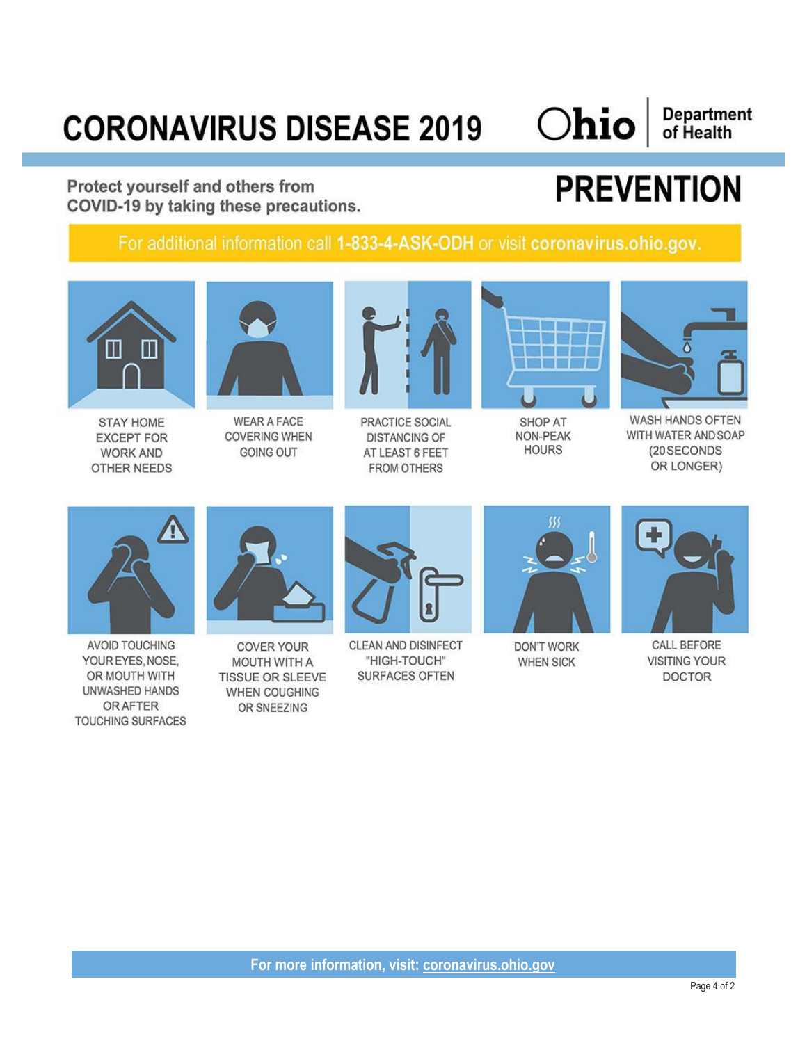# CORONAVIRUS DISEASE 2019

Ohio Department of Health

## PREVENTION

**Protect yourself and others from COVID-19 by taking these precautions.**

For additional information call **1-833-4-ASK-ODH** or visit **coronavirus.ohio.gov.**

- STAY HOME EXCEPT FOR WORK AND OTHER NEEDS
- WEAR A FACE COVERING WHEN GOING OUT
- PRACTICE SOCIAL DISTANCING OF AT LEAST 6 FEET FROM OTHERS
- SHOP AT NON-PEAK HOURS
- WASH HANDS OFTEN WITH WATER AND SOAP (20 SECONDS OR LONGER)
- AVOID TOUCHING YOUR EYES, NOSE, OR MOUTH WITH UNWASHED HANDS OR AFTER TOUCHING SURFACES
- COVER YOUR MOUTH WITH A TISSUE OR SLEEVE WHEN COUGHING OR SNEEZING
- CLEAN AND DISINFECT "HIGH-TOUCH" SURFACES OFTEN
- DON'T WORK WHEN SICK
- CALL BEFORE VISITING YOUR DOCTOR

**For more information, visit: coronavirus.ohio.gov**